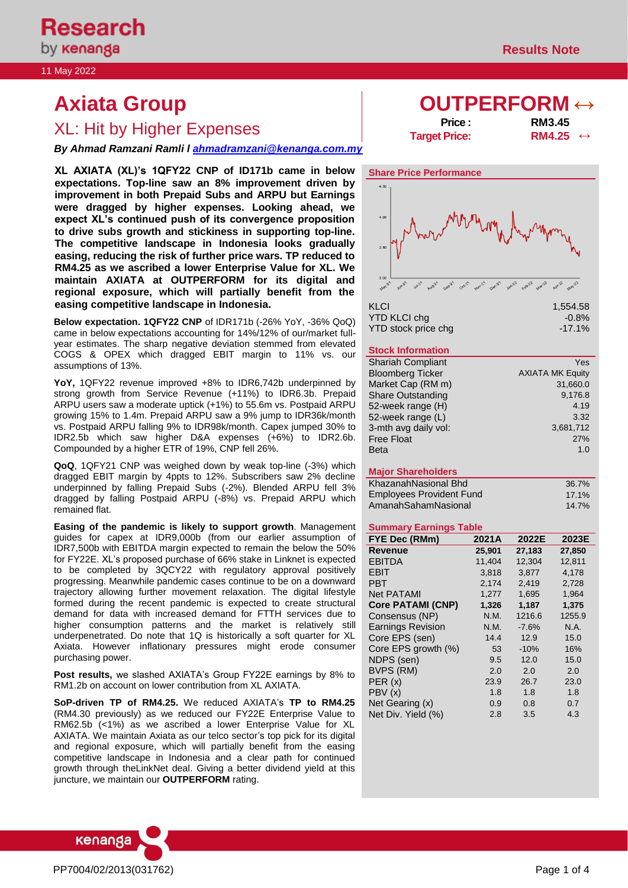# Axiata Group

## XL: Hit by Higher Expenses

**OUTPERFORM ↔**

| | |
|---|---|
| **Price :** | **RM3.45** |
| **Target Price:** | **RM4.25 ↔** |

11 May 2022

***By Ahmad Ramzani Ramli l ahmadramzani@kenanga.com.my***

**XL AXIATA (XL)'s 1QFY22 CNP of ID171b came in below expectations. Top-line saw an 8% improvement driven by improvement in both Prepaid Subs and ARPU but Earnings were dragged by higher expenses. Looking ahead, we expect XL's continued push of its convergence proposition to drive subs growth and stickiness in supporting top-line. The competitive landscape in Indonesia looks gradually easing, reducing the risk of further price wars. TP reduced to RM4.25 as we ascribed a lower Enterprise Value for XL. We maintain AXIATA at OUTPERFORM for its digital and regional exposure, which will partially benefit from the easing competitive landscape in Indonesia.**

**Below expectation. 1QFY22 CNP** of IDR171b (-26% YoY, -36% QoQ) came in below expectations accounting for 14%/12% of our/market full-year estimates. The sharp negative deviation stemmed from elevated COGS & OPEX which dragged EBIT margin to 11% vs. our assumptions of 13%.

**YoY,** 1QFY22 revenue improved +8% to IDR6,742b underpinned by strong growth from Service Revenue (+11%) to IDR6.3b. Prepaid ARPU users saw a moderate uptick (+1%) to 55.6m vs. Postpaid ARPU growing 15% to 1.4m. Prepaid ARPU saw a 9% jump to IDR36k/month vs. Postpaid ARPU falling 9% to IDR98k/month. Capex jumped 30% to IDR2.5b which saw higher D&A expenses (+6%) to IDR2.6b. Compounded by a higher ETR of 19%, CNP fell 26%.

**QoQ,** 1QFY21 CNP was weighed down by weak top-line (-3%) which dragged EBIT margin by 4ppts to 12%. Subscribers saw 2% decline underpinned by falling Prepaid Subs (-2%). Blended ARPU fell 3% dragged by falling Postpaid ARPU (-8%) vs. Prepaid ARPU which remained flat.

**Easing of the pandemic is likely to support growth**. Management guides for capex at IDR9,000b (from our earlier assumption of IDR7,500b with EBITDA margin expected to remain the below the 50% for FY22E. XL's proposed purchase of 66% stake in Linknet is expected to be completed by 3QCY22 with regulatory approval positively progressing. Meanwhile pandemic cases continue to be on a downward trajectory allowing further movement relaxation. The digital lifestyle formed during the recent pandemic is expected to create structural demand for data with increased demand for FTTH services due to higher consumption patterns and the market is relatively still underpenetrated. Do note that 1Q is historically a soft quarter for XL Axiata. However inflationary pressures might erode consumer purchasing power.

**Post results,** we slashed AXIATA's Group FY22E earnings by 8% to RM1.2b on account on lower contribution from XL AXIATA.

**SoP-driven TP of RM4.25.** We reduced AXIATA's **TP to RM4.25** (RM4.30 previously) as we reduced our FY22E Enterprise Value to RM62.5b (<1%) as we ascribed a lower Enterprise Value for XL AXIATA. We maintain Axiata as our telco sector's top pick for its digital and regional exposure, which will partially benefit from the easing competitive landscape in Indonesia and a clear path for continued growth through theLinkNet deal. Giving a better dividend yield at this juncture, we maintain our **OUTPERFORM** rating.

### Share Price Performance

| | |
|---|---|
| KLCI | 1,554.58 |
| YTD KLCI chg | -0.8% |
| YTD stock price chg | -17.1% |

### Stock Information

| | |
|---|---|
| Shariah Compliant | Yes |
| Bloomberg Ticker | AXIATA MK Equity |
| Market Cap (RM m) | 31,660.0 |
| Share Outstanding | 9,176.8 |
| 52-week range (H) | 4.19 |
| 52-week range (L) | 3.32 |
| 3-mth avg daily vol: | 3,681,712 |
| Free Float | 27% |
| Beta | 1.0 |

### Major Shareholders

| | |
|---|---|
| KhazanahNasional Bhd | 36.7% |
| Employees Provident Fund | 17.1% |
| AmanahSahamNasional | 14.7% |

### Summary Earnings Table

| FYE Dec (RMm) | 2021A | 2022E | 2023E |
|---|---|---|---|
| **Revenue** | **25,901** | **27,183** | **27,850** |
| EBITDA | 11,404 | 12,304 | 12,811 |
| EBIT | 3,818 | 3,877 | 4,178 |
| PBT | 2,174 | 2,419 | 2,728 |
| Net PATAMI | 1,277 | 1,695 | 1,964 |
| **Core PATAMI (CNP)** | **1,326** | **1,187** | **1,375** |
| Consensus (NP) | N.M. | 1216.6 | 1255.9 |
| Earnings Revision | N.M. | -7.6% | N.A. |
| Core EPS (sen) | 14.4 | 12.9 | 15.0 |
| Core EPS growth (%) | 53 | -10% | 16% |
| NDPS (sen) | 9.5 | 12.0 | 15.0 |
| BVPS (RM) | 2.0 | 2.0 | 2.0 |
| PER (x) | 23.9 | 26.7 | 23.0 |
| PBV (x) | 1.8 | 1.8 | 1.8 |
| Net Gearing (x) | 0.9 | 0.8 | 0.7 |
| Net Div. Yield (%) | 2.8 | 3.5 | 4.3 |

PP7004/02/2013(031762)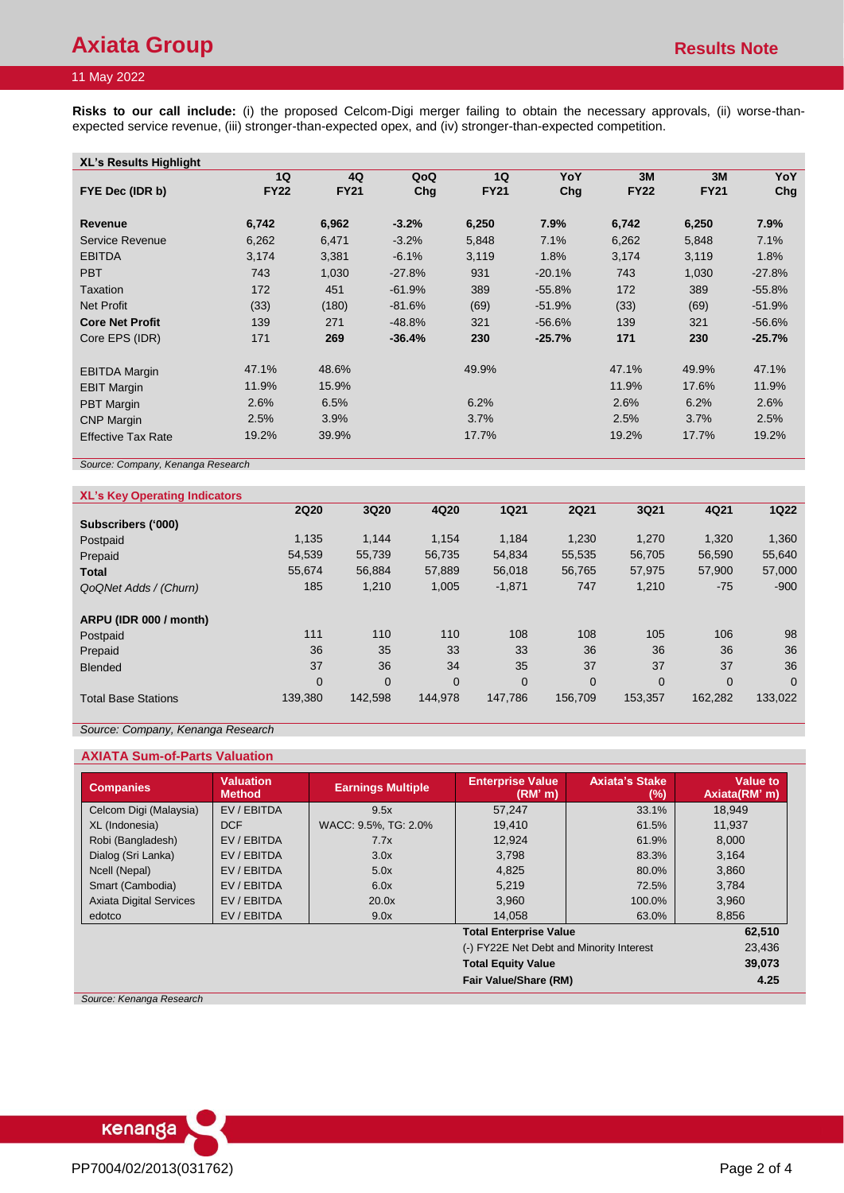**Risks to our call include:** (i) the proposed Celcom-Digi merger failing to obtain the necessary approvals, (ii) worse-than-expected service revenue, (iii) stronger-than-expected opex, and (iv) stronger-than-expected competition.

**XL's Results Highlight**

| FYE Dec (IDR b) | 1Q FY22 | 4Q FY21 | QoQ Chg | 1Q FY21 | YoY Chg | 3M FY22 | 3M FY21 | YoY Chg |
|---|---|---|---|---|---|---|---|---|
| **Revenue** | **6,742** | **6,962** | **-3.2%** | **6,250** | **7.9%** | **6,742** | **6,250** | **7.9%** |
| Service Revenue | 6,262 | 6,471 | -3.2% | 5,848 | 7.1% | 6,262 | 5,848 | 7.1% |
| EBITDA | 3,174 | 3,381 | -6.1% | 3,119 | 1.8% | 3,174 | 3,119 | 1.8% |
| PBT | 743 | 1,030 | -27.8% | 931 | -20.1% | 743 | 1,030 | -27.8% |
| Taxation | 172 | 451 | -61.9% | 389 | -55.8% | 172 | 389 | -55.8% |
| Net Profit | (33) | (180) | -81.6% | (69) | -51.9% | (33) | (69) | -51.9% |
| **Core Net Profit** | 139 | 271 | -48.8% | 321 | -56.6% | 139 | 321 | -56.6% |
| Core EPS (IDR) | 171 | **269** | **-36.4%** | **230** | **-25.7%** | **171** | **230** | **-25.7%** |
| | | | | | | | | |
| EBITDA Margin | 47.1% | 48.6% | | 49.9% | | 47.1% | 49.9% | 47.1% |
| EBIT Margin | 11.9% | 15.9% | | | | 11.9% | 17.6% | 11.9% |
| PBT Margin | 2.6% | 6.5% | | 6.2% | | 2.6% | 6.2% | 2.6% |
| CNP Margin | 2.5% | 3.9% | | 3.7% | | 2.5% | 3.7% | 2.5% |
| Effective Tax Rate | 19.2% | 39.9% | | 17.7% | | 19.2% | 17.7% | 19.2% |

*Source: Company, Kenanga Research*

**XL's Key Operating Indicators**

| | 2Q20 | 3Q20 | 4Q20 | 1Q21 | 2Q21 | 3Q21 | 4Q21 | 1Q22 |
|---|---|---|---|---|---|---|---|---|
| **Subscribers ('000)** | | | | | | | | |
| Postpaid | 1,135 | 1,144 | 1,154 | 1,184 | 1,230 | 1,270 | 1,320 | 1,360 |
| Prepaid | 54,539 | 55,739 | 56,735 | 54,834 | 55,535 | 56,705 | 56,590 | 55,640 |
| **Total** | 55,674 | 56,884 | 57,889 | 56,018 | 56,765 | 57,975 | 57,900 | 57,000 |
| *QoQNet Adds / (Churn)* | 185 | 1,210 | 1,005 | -1,871 | 747 | 1,210 | -75 | -900 |
| | | | | | | | | |
| **ARPU (IDR 000 / month)** | | | | | | | | |
| Postpaid | 111 | 110 | 110 | 108 | 108 | 105 | 106 | 98 |
| Prepaid | 36 | 35 | 33 | 33 | 36 | 36 | 36 | 36 |
| Blended | 37 | 36 | 34 | 35 | 37 | 37 | 37 | 36 |
| | 0 | 0 | 0 | 0 | 0 | 0 | 0 | 0 |
| Total Base Stations | 139,380 | 142,598 | 144,978 | 147,786 | 156,709 | 153,357 | 162,282 | 133,022 |

*Source: Company, Kenanga Research*

**AXIATA Sum-of-Parts Valuation**

| Companies | Valuation Method | Earnings Multiple | Enterprise Value (RM' m) | Axiata's Stake (%) | Value to Axiata(RM' m) |
|---|---|---|---|---|---|
| Celcom Digi (Malaysia) | EV / EBITDA | 9.5x | 57,247 | 33.1% | 18,949 |
| XL (Indonesia) | DCF | WACC: 9.5%, TG: 2.0% | 19,410 | 61.5% | 11,937 |
| Robi (Bangladesh) | EV / EBITDA | 7.7x | 12,924 | 61.9% | 8,000 |
| Dialog (Sri Lanka) | EV / EBITDA | 3.0x | 3,798 | 83.3% | 3,164 |
| Ncell (Nepal) | EV / EBITDA | 5.0x | 4,825 | 80.0% | 3,860 |
| Smart (Cambodia) | EV / EBITDA | 6.0x | 5,219 | 72.5% | 3,784 |
| Axiata Digital Services | EV / EBITDA | 20.0x | 3,960 | 100.0% | 3,960 |
| edotco | EV / EBITDA | 9.0x | 14,058 | 63.0% | 8,856 |
| | | | **Total Enterprise Value** | | **62,510** |
| | | | (-) FY22E Net Debt and Minority Interest | | 23,436 |
| | | | **Total Equity Value** | | **39,073** |
| | | | **Fair Value/Share (RM)** | | **4.25** |

*Source: Kenanga Research*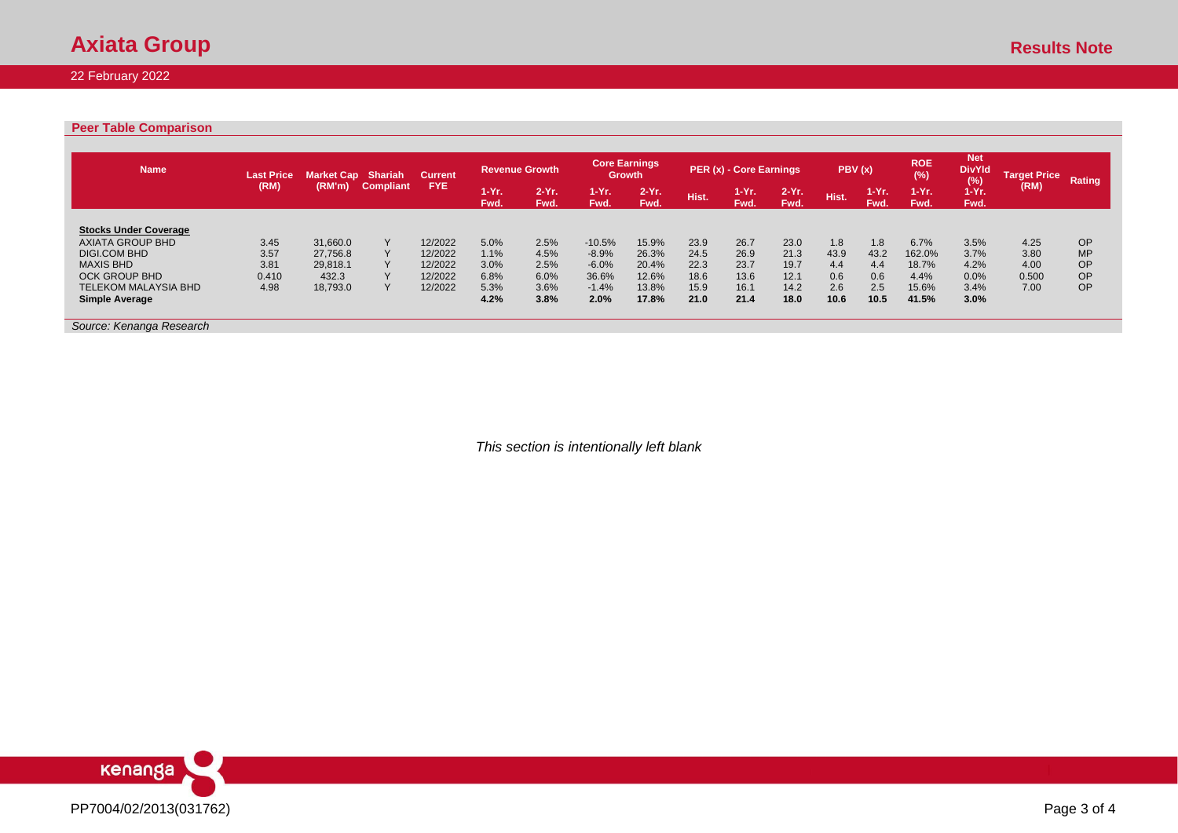## Peer Table Comparison

| Name | Last Price (RM) | Market Cap (RM'm) | Shariah Compliant | Current FYE | Revenue Growth | | Core Earnings Growth | | PER (x) - Core Earnings | | | PBV (x) | | ROE (%) | Net DivYld (%) | Target Price (RM) | Rating |
|---|---|---|---|---|---|---|---|---|---|---|---|---|---|---|---|---|---|
| | | | | | 1-Yr. Fwd. | 2-Yr. Fwd. | 1-Yr. Fwd. | 2-Yr. Fwd. | Hist. | 1-Yr. Fwd. | 2-Yr. Fwd. | Hist. | 1-Yr. Fwd. | 1-Yr. Fwd. | 1-Yr. Fwd. | | |
| **Stocks Under Coverage** | | | | | | | | | | | | | | | | | |
| AXIATA GROUP BHD | 3.45 | 31,660.0 | Y | 12/2022 | 5.0% | 2.5% | -10.5% | 15.9% | 23.9 | 26.7 | 23.0 | 1.8 | 1.8 | 6.7% | 3.5% | 4.25 | OP |
| DIGI.COM BHD | 3.57 | 27,756.8 | Y | 12/2022 | 1.1% | 4.5% | -8.9% | 26.3% | 24.5 | 26.9 | 21.3 | 43.9 | 43.2 | 162.0% | 3.7% | 3.80 | MP |
| MAXIS BHD | 3.81 | 29,818.1 | Y | 12/2022 | 3.0% | 2.5% | -6.0% | 20.4% | 22.3 | 23.7 | 19.7 | 4.4 | 4.4 | 18.7% | 4.2% | 4.00 | OP |
| OCK GROUP BHD | 0.410 | 432.3 | Y | 12/2022 | 6.8% | 6.0% | 36.6% | 12.6% | 18.6 | 13.6 | 12.1 | 0.6 | 0.6 | 4.4% | 0.0% | 0.500 | OP |
| TELEKOM MALAYSIA BHD | 4.98 | 18,793.0 | Y | 12/2022 | 5.3% | 3.6% | -1.4% | 13.8% | 15.9 | 16.1 | 14.2 | 2.6 | 2.5 | 15.6% | 3.4% | 7.00 | OP |
| **Simple Average** | | | | | **4.2%** | **3.8%** | **2.0%** | **17.8%** | **21.0** | **21.4** | **18.0** | **10.6** | **10.5** | **41.5%** | **3.0%** | | |

*Source: Kenanga Research*

*This section is intentionally left blank*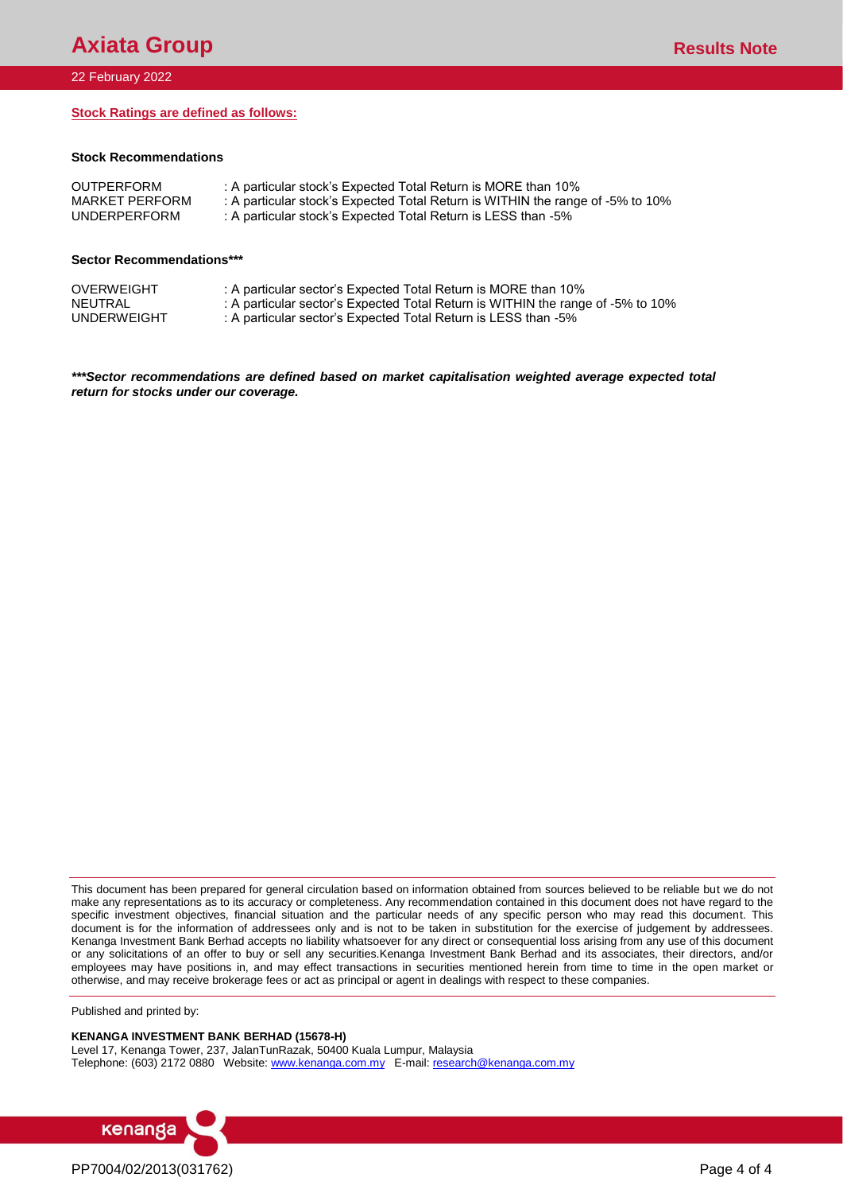**Stock Ratings are defined as follows:**

**Stock Recommendations**

| | |
|---|---|
| OUTPERFORM | : A particular stock's Expected Total Return is MORE than 10% |
| MARKET PERFORM | : A particular stock's Expected Total Return is WITHIN the range of -5% to 10% |
| UNDERPERFORM | : A particular stock's Expected Total Return is LESS than -5% |

**Sector Recommendations*****

| | |
|---|---|
| OVERWEIGHT | : A particular sector's Expected Total Return is MORE than 10% |
| NEUTRAL | : A particular sector's Expected Total Return is WITHIN the range of -5% to 10% |
| UNDERWEIGHT | : A particular sector's Expected Total Return is LESS than -5% |

***\*\*\*Sector recommendations are defined based on market capitalisation weighted average expected total return for stocks under our coverage.***

This document has been prepared for general circulation based on information obtained from sources believed to be reliable but we do not make any representations as to its accuracy or completeness. Any recommendation contained in this document does not have regard to the specific investment objectives, financial situation and the particular needs of any specific person who may read this document. This document is for the information of addressees only and is not to be taken in substitution for the exercise of judgement by addressees. Kenanga Investment Bank Berhad accepts no liability whatsoever for any direct or consequential loss arising from any use of this document or any solicitations of an offer to buy or sell any securities.Kenanga Investment Bank Berhad and its associates, their directors, and/or employees may have positions in, and may effect transactions in securities mentioned herein from time to time in the open market or otherwise, and may receive brokerage fees or act as principal or agent in dealings with respect to these companies.

Published and printed by:

**KENANGA INVESTMENT BANK BERHAD (15678-H)**
Level 17, Kenanga Tower, 237, JalanTunRazak, 50400 Kuala Lumpur, Malaysia
Telephone: (603) 2172 0880 Website: www.kenanga.com.my E-mail: research@kenanga.com.my

PP7004/02/2013(031762)